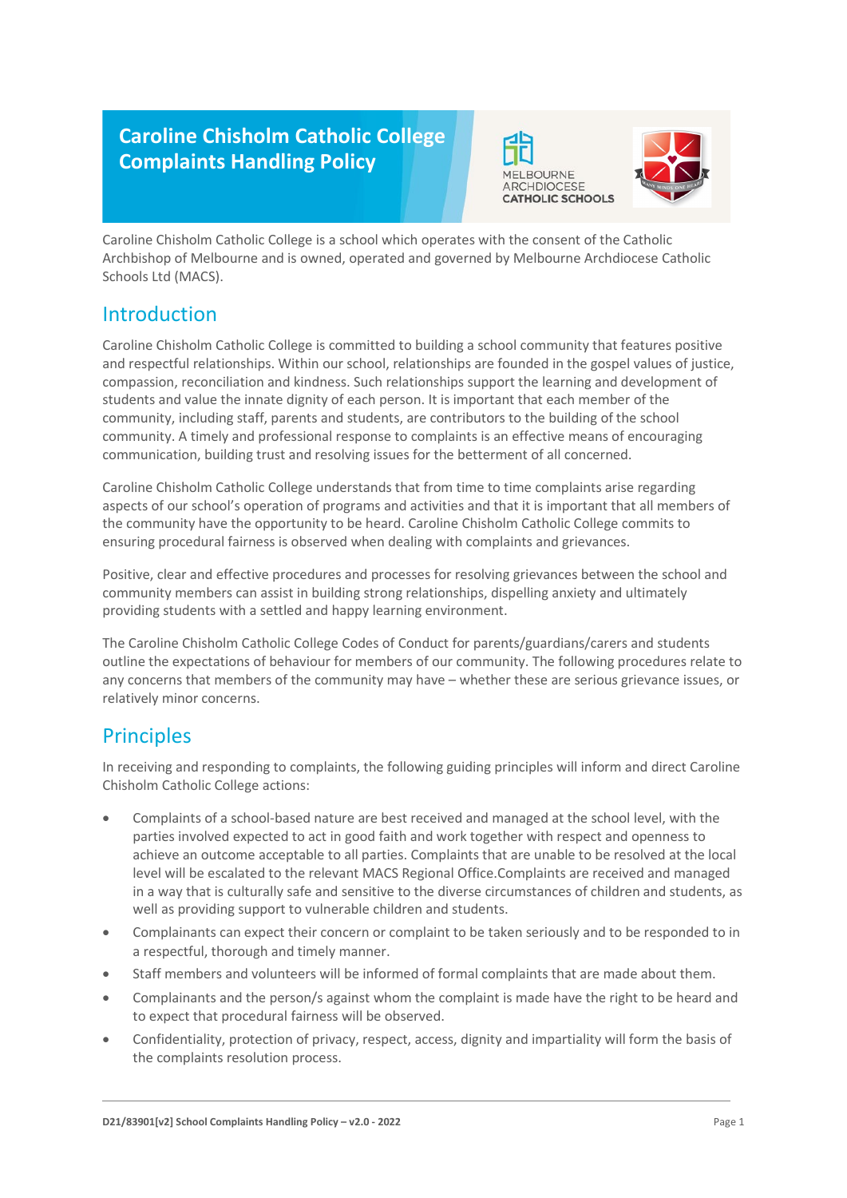# Caroline Chisholm Catholic College Complaints Handling Policy

Caroline Chisholm Catholic College is a school which operates with the consent of the Catholic Archbishop of Melbourne and is owned, operated and governed by Melbourne Archdiocese Catholic Schools Ltd (MACS).

## Introduction

Caroline Chisholm Catholic College is committed to building a school community that features positive and respectful relationships. Within our school, relationships are founded in the gospel values of justice, compassion, reconciliation and kindness. Such relationships support the learning and development of students and value the innate dignity of each person. It is important that each member of the community, including staff, parents and students, are contributors to the building of the school community. A timely and professional response to complaints is an effective means of encouraging communication, building trust and resolving issues for the betterment of all concerned.

Caroline Chisholm Catholic College understands that from time to time complaints arise regarding aspects of our school's operation of programs and activities and that it is important that all members of the community have the opportunity to be heard. Caroline Chisholm Catholic College commits to ensuring procedural fairness is observed when dealing with complaints and grievances.

Positive, clear and effective procedures and processes for resolving grievances between the school and community members can assist in building strong relationships, dispelling anxiety and ultimately providing students with a settled and happy learning environment.

The Caroline Chisholm Catholic College Codes of Conduct for parents/guardians/carers and students outline the expectations of behaviour for members of our community. The following procedures relate to any concerns that members of the community may have – whether these are serious grievance issues, or relatively minor concerns.

## Principles

In receiving and responding to complaints, the following guiding principles will inform and direct Caroline Chisholm Catholic College actions:

- Complaints of a school-based nature are best received and managed at the school level, with the parties involved expected to act in good faith and work together with respect and openness to achieve an outcome acceptable to all parties. Complaints that are unable to be resolved at the local level will be escalated to the relevant MACS Regional Office.Complaints are received and managed in a way that is culturally safe and sensitive to the diverse circumstances of children and students, as well as providing support to vulnerable children and students.
- Complainants can expect their concern or complaint to be taken seriously and to be responded to in a respectful, thorough and timely manner.
- Staff members and volunteers will be informed of formal complaints that are made about them.
- Complainants and the person/s against whom the complaint is made have the right to be heard and to expect that procedural fairness will be observed.
- Confidentiality, protection of privacy, respect, access, dignity and impartiality will form the basis of the complaints resolution process.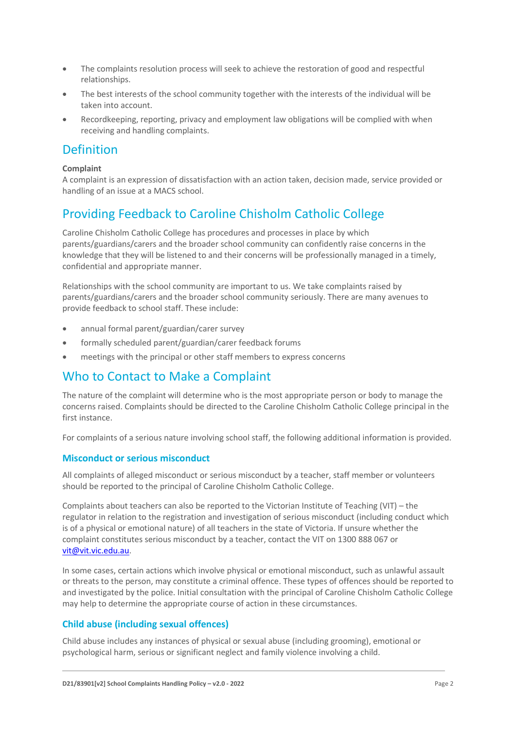- The complaints resolution process will seek to achieve the restoration of good and respectful relationships.
- The best interests of the school community together with the interests of the individual will be taken into account.
- Recordkeeping, reporting, privacy and employment law obligations will be complied with when receiving and handling complaints.

## Definition

**Complaint**

A complaint is an expression of dissatisfaction with an action taken, decision made, service provided or handling of an issue at a MACS school.

## Providing Feedback to Caroline Chisholm Catholic College

Caroline Chisholm Catholic College has procedures and processes in place by which parents/guardians/carers and the broader school community can confidently raise concerns in the knowledge that they will be listened to and their concerns will be professionally managed in a timely, confidential and appropriate manner.

Relationships with the school community are important to us. We take complaints raised by parents/guardians/carers and the broader school community seriously. There are many avenues to provide feedback to school staff. These include:

- annual formal parent/guardian/carer survey
- formally scheduled parent/guardian/carer feedback forums
- meetings with the principal or other staff members to express concerns

## Who to Contact to Make a Complaint

The nature of the complaint will determine who is the most appropriate person or body to manage the concerns raised. Complaints should be directed to the Caroline Chisholm Catholic College principal in the first instance.

For complaints of a serious nature involving school staff, the following additional information is provided.

### Misconduct or serious misconduct

All complaints of alleged misconduct or serious misconduct by a teacher, staff member or volunteers should be reported to the principal of Caroline Chisholm Catholic College.

Complaints about teachers can also be reported to the Victorian Institute of Teaching (VIT) – the regulator in relation to the registration and investigation of serious misconduct (including conduct which is of a physical or emotional nature) of all teachers in the state of Victoria. If unsure whether the complaint constitutes serious misconduct by a teacher, contact the VIT on 1300 888 067 or vit@vit.vic.edu.au.

In some cases, certain actions which involve physical or emotional misconduct, such as unlawful assault or threats to the person, may constitute a criminal offence. These types of offences should be reported to and investigated by the police. Initial consultation with the principal of Caroline Chisholm Catholic College may help to determine the appropriate course of action in these circumstances.

### Child abuse (including sexual offences)

Child abuse includes any instances of physical or sexual abuse (including grooming), emotional or psychological harm, serious or significant neglect and family violence involving a child.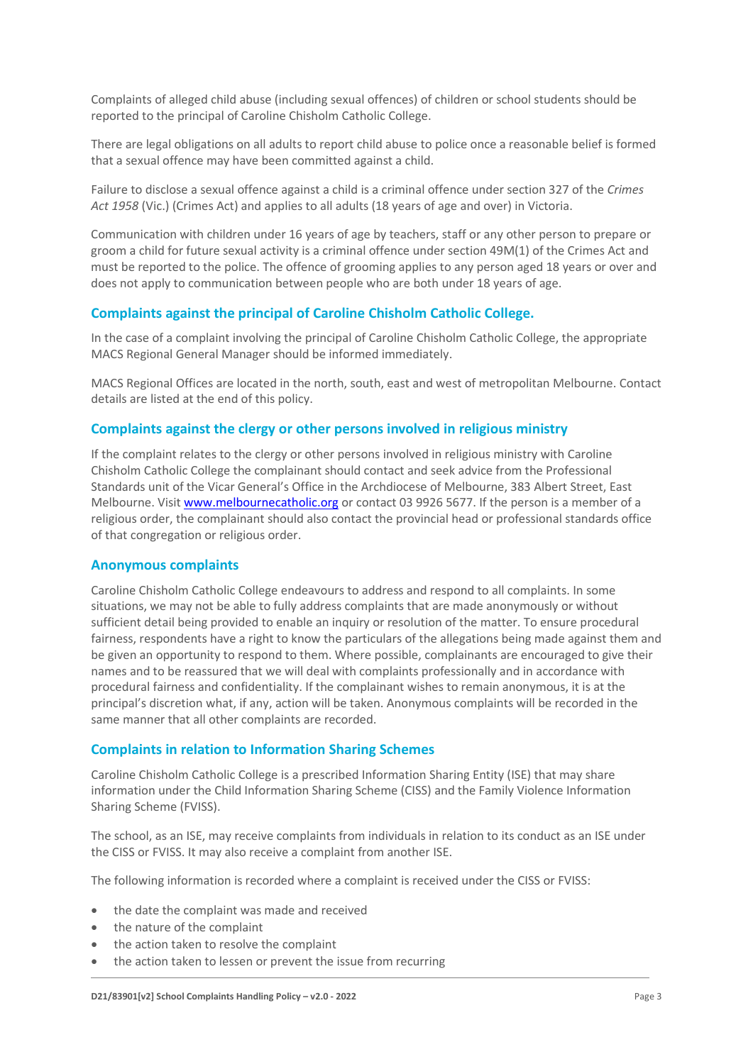Complaints of alleged child abuse (including sexual offences) of children or school students should be reported to the principal of Caroline Chisholm Catholic College.

There are legal obligations on all adults to report child abuse to police once a reasonable belief is formed that a sexual offence may have been committed against a child.

Failure to disclose a sexual offence against a child is a criminal offence under section 327 of the *Crimes Act 1958* (Vic.) (Crimes Act) and applies to all adults (18 years of age and over) in Victoria.

Communication with children under 16 years of age by teachers, staff or any other person to prepare or groom a child for future sexual activity is a criminal offence under section 49M(1) of the Crimes Act and must be reported to the police. The offence of grooming applies to any person aged 18 years or over and does not apply to communication between people who are both under 18 years of age.

## Complaints against the principal of Caroline Chisholm Catholic College.

In the case of a complaint involving the principal of Caroline Chisholm Catholic College, the appropriate MACS Regional General Manager should be informed immediately.

MACS Regional Offices are located in the north, south, east and west of metropolitan Melbourne. Contact details are listed at the end of this policy.

## Complaints against the clergy or other persons involved in religious ministry

If the complaint relates to the clergy or other persons involved in religious ministry with Caroline Chisholm Catholic College the complainant should contact and seek advice from the Professional Standards unit of the Vicar General's Office in the Archdiocese of Melbourne, 383 Albert Street, East Melbourne. Visit [www.melbournecatholic.org](http://www.melbournecatholic.org) or contact 03 9926 5677. If the person is a member of a religious order, the complainant should also contact the provincial head or professional standards office of that congregation or religious order.

## Anonymous complaints

Caroline Chisholm Catholic College endeavours to address and respond to all complaints. In some situations, we may not be able to fully address complaints that are made anonymously or without sufficient detail being provided to enable an inquiry or resolution of the matter. To ensure procedural fairness, respondents have a right to know the particulars of the allegations being made against them and be given an opportunity to respond to them. Where possible, complainants are encouraged to give their names and to be reassured that we will deal with complaints professionally and in accordance with procedural fairness and confidentiality. If the complainant wishes to remain anonymous, it is at the principal's discretion what, if any, action will be taken. Anonymous complaints will be recorded in the same manner that all other complaints are recorded.

## Complaints in relation to Information Sharing Schemes

Caroline Chisholm Catholic College is a prescribed Information Sharing Entity (ISE) that may share information under the Child Information Sharing Scheme (CISS) and the Family Violence Information Sharing Scheme (FVISS).

The school, as an ISE, may receive complaints from individuals in relation to its conduct as an ISE under the CISS or FVISS. It may also receive a complaint from another ISE.

The following information is recorded where a complaint is received under the CISS or FVISS:

- the date the complaint was made and received
- the nature of the complaint
- the action taken to resolve the complaint
- the action taken to lessen or prevent the issue from recurring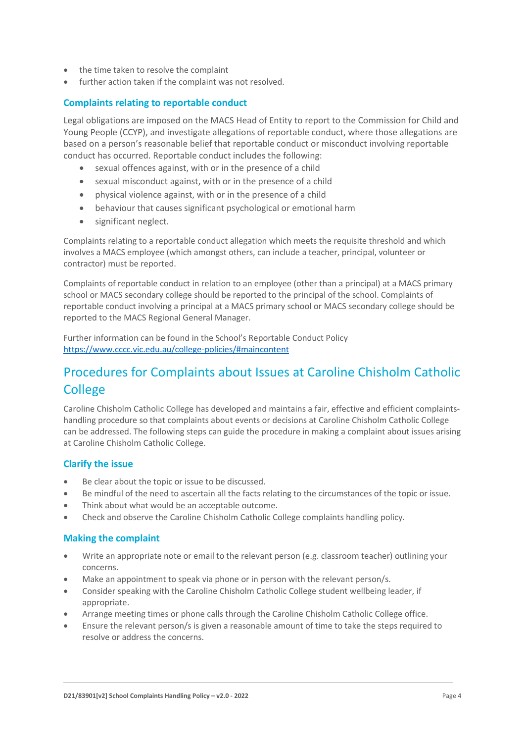- the time taken to resolve the complaint
- further action taken if the complaint was not resolved.

### Complaints relating to reportable conduct

Legal obligations are imposed on the MACS Head of Entity to report to the Commission for Child and Young People (CCYP), and investigate allegations of reportable conduct, where those allegations are based on a person's reasonable belief that reportable conduct or misconduct involving reportable conduct has occurred. Reportable conduct includes the following:

- sexual offences against, with or in the presence of a child
- sexual misconduct against, with or in the presence of a child
- physical violence against, with or in the presence of a child
- behaviour that causes significant psychological or emotional harm
- significant neglect.

Complaints relating to a reportable conduct allegation which meets the requisite threshold and which involves a MACS employee (which amongst others, can include a teacher, principal, volunteer or contractor) must be reported.

Complaints of reportable conduct in relation to an employee (other than a principal) at a MACS primary school or MACS secondary college should be reported to the principal of the school. Complaints of reportable conduct involving a principal at a MACS primary school or MACS secondary college should be reported to the MACS Regional General Manager.

Further information can be found in the School's Reportable Conduct Policy
[https://www.cccc.vic.edu.au/college-policies/#maincontent](https://www.cccc.vic.edu.au/college-policies/#maincontent)

## Procedures for Complaints about Issues at Caroline Chisholm Catholic College

Caroline Chisholm Catholic College has developed and maintains a fair, effective and efficient complaints-handling procedure so that complaints about events or decisions at Caroline Chisholm Catholic College can be addressed. The following steps can guide the procedure in making a complaint about issues arising at Caroline Chisholm Catholic College.

### Clarify the issue

- Be clear about the topic or issue to be discussed.
- Be mindful of the need to ascertain all the facts relating to the circumstances of the topic or issue.
- Think about what would be an acceptable outcome.
- Check and observe the Caroline Chisholm Catholic College complaints handling policy.

### Making the complaint

- Write an appropriate note or email to the relevant person (e.g. classroom teacher) outlining your concerns.
- Make an appointment to speak via phone or in person with the relevant person/s.
- Consider speaking with the Caroline Chisholm Catholic College student wellbeing leader, if appropriate.
- Arrange meeting times or phone calls through the Caroline Chisholm Catholic College office.
- Ensure the relevant person/s is given a reasonable amount of time to take the steps required to resolve or address the concerns.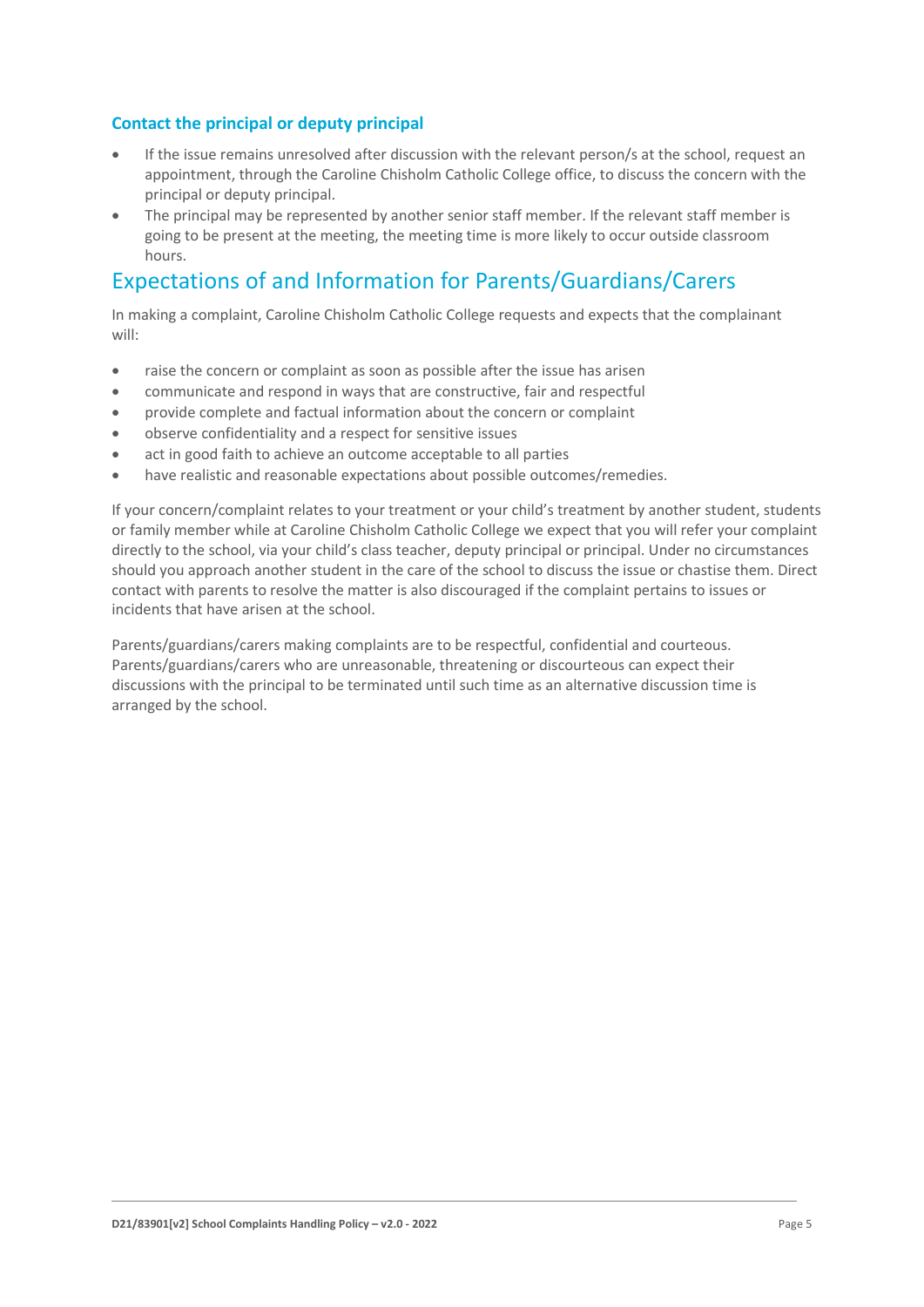### Contact the principal or deputy principal

- If the issue remains unresolved after discussion with the relevant person/s at the school, request an appointment, through the Caroline Chisholm Catholic College office, to discuss the concern with the principal or deputy principal.
- The principal may be represented by another senior staff member. If the relevant staff member is going to be present at the meeting, the meeting time is more likely to occur outside classroom hours.

## Expectations of and Information for Parents/Guardians/Carers

In making a complaint, Caroline Chisholm Catholic College requests and expects that the complainant will:

- raise the concern or complaint as soon as possible after the issue has arisen
- communicate and respond in ways that are constructive, fair and respectful
- provide complete and factual information about the concern or complaint
- observe confidentiality and a respect for sensitive issues
- act in good faith to achieve an outcome acceptable to all parties
- have realistic and reasonable expectations about possible outcomes/remedies.

If your concern/complaint relates to your treatment or your child's treatment by another student, students or family member while at Caroline Chisholm Catholic College we expect that you will refer your complaint directly to the school, via your child's class teacher, deputy principal or principal. Under no circumstances should you approach another student in the care of the school to discuss the issue or chastise them. Direct contact with parents to resolve the matter is also discouraged if the complaint pertains to issues or incidents that have arisen at the school.

Parents/guardians/carers making complaints are to be respectful, confidential and courteous. Parents/guardians/carers who are unreasonable, threatening or discourteous can expect their discussions with the principal to be terminated until such time as an alternative discussion time is arranged by the school.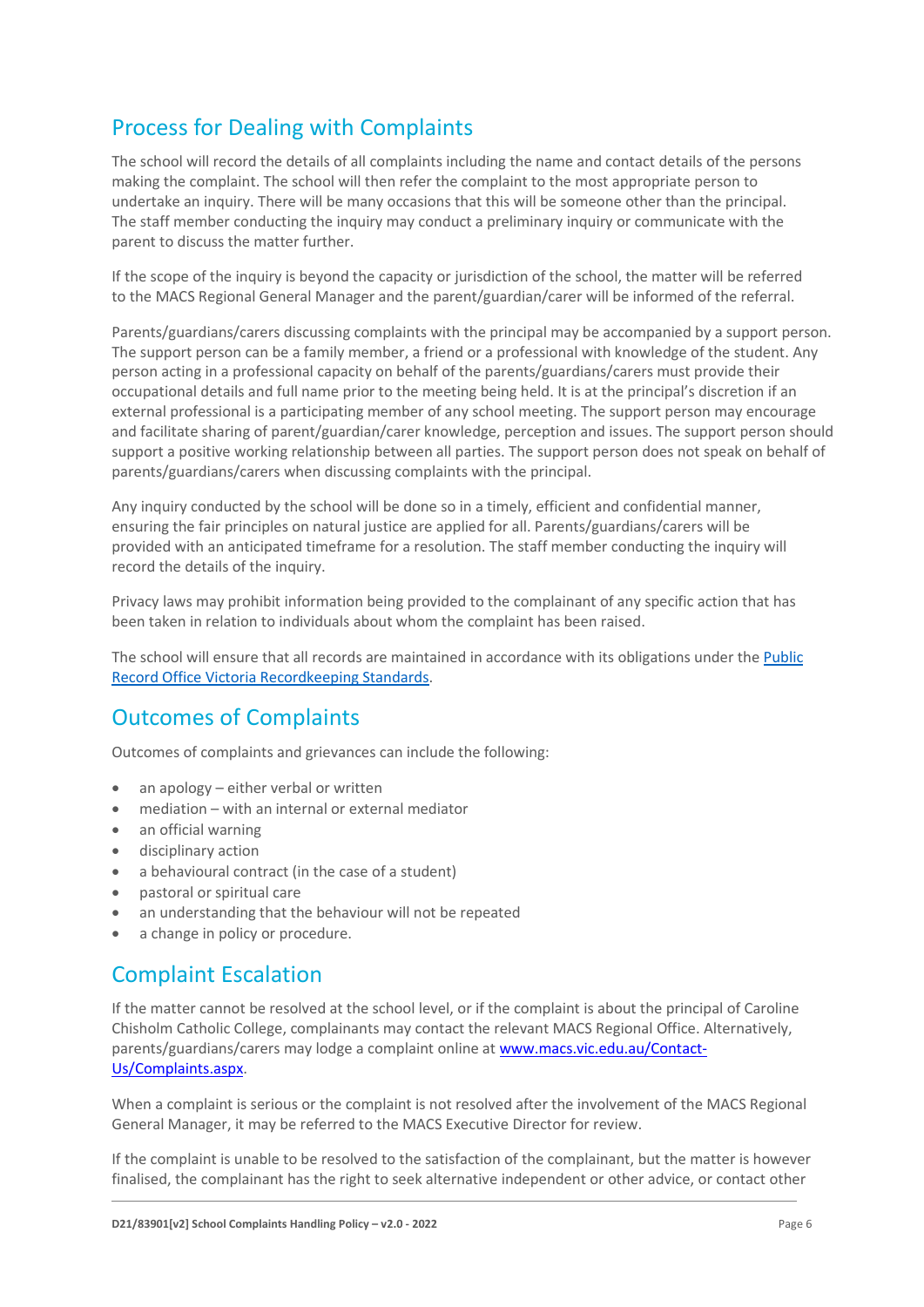## Process for Dealing with Complaints

The school will record the details of all complaints including the name and contact details of the persons making the complaint. The school will then refer the complaint to the most appropriate person to undertake an inquiry. There will be many occasions that this will be someone other than the principal. The staff member conducting the inquiry may conduct a preliminary inquiry or communicate with the parent to discuss the matter further.

If the scope of the inquiry is beyond the capacity or jurisdiction of the school, the matter will be referred to the MACS Regional General Manager and the parent/guardian/carer will be informed of the referral.

Parents/guardians/carers discussing complaints with the principal may be accompanied by a support person. The support person can be a family member, a friend or a professional with knowledge of the student. Any person acting in a professional capacity on behalf of the parents/guardians/carers must provide their occupational details and full name prior to the meeting being held. It is at the principal's discretion if an external professional is a participating member of any school meeting. The support person may encourage and facilitate sharing of parent/guardian/carer knowledge, perception and issues. The support person should support a positive working relationship between all parties. The support person does not speak on behalf of parents/guardians/carers when discussing complaints with the principal.

Any inquiry conducted by the school will be done so in a timely, efficient and confidential manner, ensuring the fair principles on natural justice are applied for all. Parents/guardians/carers will be provided with an anticipated timeframe for a resolution. The staff member conducting the inquiry will record the details of the inquiry.

Privacy laws may prohibit information being provided to the complainant of any specific action that has been taken in relation to individuals about whom the complaint has been raised.

The school will ensure that all records are maintained in accordance with its obligations under the [Public Record Office Victoria Recordkeeping Standards](Public Record Office Victoria Recordkeeping Standards).

## Outcomes of Complaints

Outcomes of complaints and grievances can include the following:

- an apology – either verbal or written
- mediation – with an internal or external mediator
- an official warning
- disciplinary action
- a behavioural contract (in the case of a student)
- pastoral or spiritual care
- an understanding that the behaviour will not be repeated
- a change in policy or procedure.

## Complaint Escalation

If the matter cannot be resolved at the school level, or if the complaint is about the principal of Caroline Chisholm Catholic College, complainants may contact the relevant MACS Regional Office. Alternatively, parents/guardians/carers may lodge a complaint online at [www.macs.vic.edu.au/Contact-Us/Complaints.aspx](www.macs.vic.edu.au/Contact-Us/Complaints.aspx).

When a complaint is serious or the complaint is not resolved after the involvement of the MACS Regional General Manager, it may be referred to the MACS Executive Director for review.

If the complaint is unable to be resolved to the satisfaction of the complainant, but the matter is however finalised, the complainant has the right to seek alternative independent or other advice, or contact other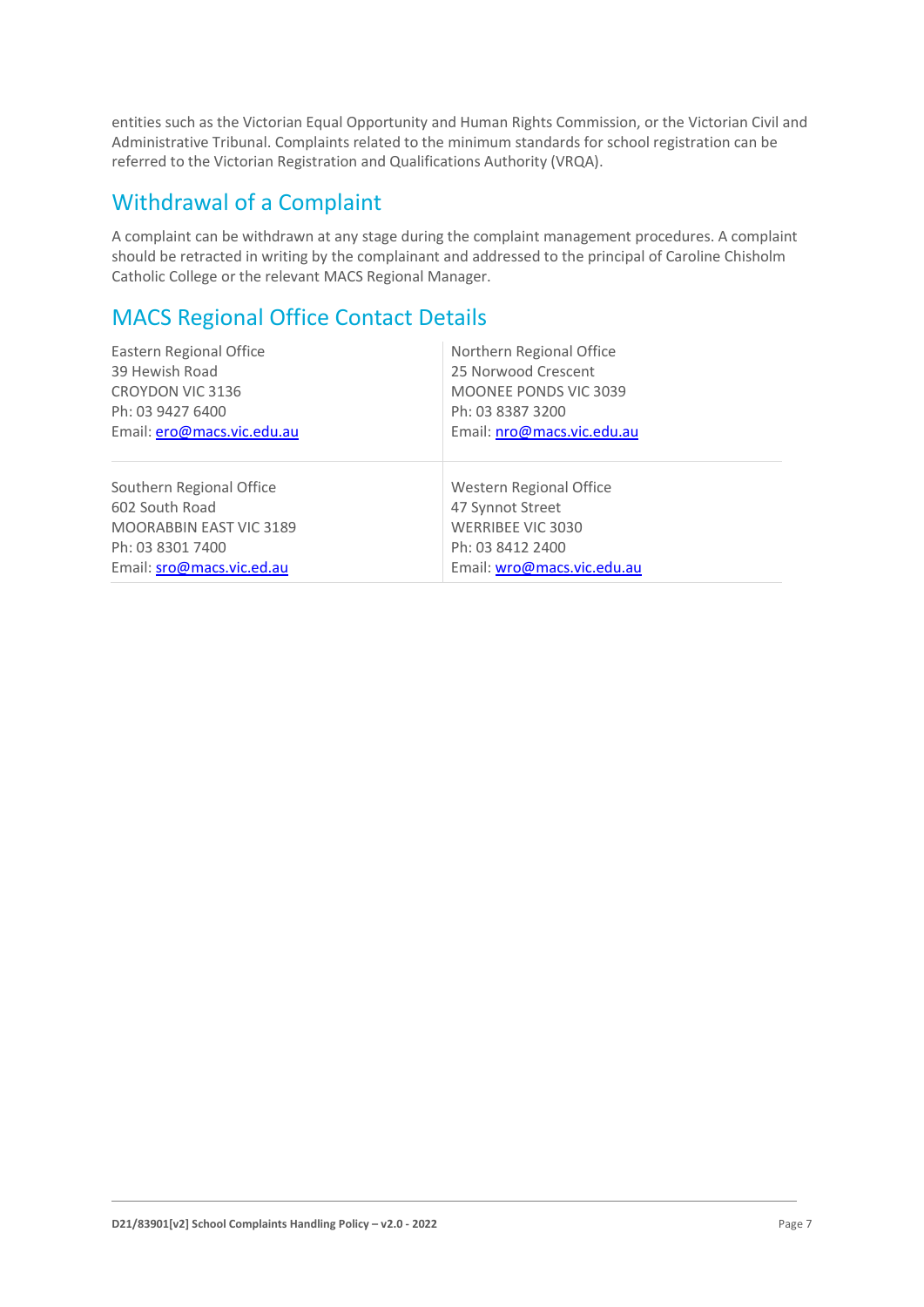entities such as the Victorian Equal Opportunity and Human Rights Commission, or the Victorian Civil and Administrative Tribunal. Complaints related to the minimum standards for school registration can be referred to the Victorian Registration and Qualifications Authority (VRQA).

## Withdrawal of a Complaint

A complaint can be withdrawn at any stage during the complaint management procedures. A complaint should be retracted in writing by the complainant and addressed to the principal of Caroline Chisholm Catholic College or the relevant MACS Regional Manager.

## MACS Regional Office Contact Details

| | |
|---|---|
| Eastern Regional Office<br>39 Hewish Road<br>CROYDON VIC 3136<br>Ph: 03 9427 6400<br>Email: ero@macs.vic.edu.au | Northern Regional Office<br>25 Norwood Crescent<br>MOONEE PONDS VIC 3039<br>Ph: 03 8387 3200<br>Email: nro@macs.vic.edu.au |
| Southern Regional Office<br>602 South Road<br>MOORABBIN EAST VIC 3189<br>Ph: 03 8301 7400<br>Email: sro@macs.vic.ed.au | Western Regional Office<br>47 Synnot Street<br>WERRIBEE VIC 3030<br>Ph: 03 8412 2400<br>Email: wro@macs.vic.edu.au |